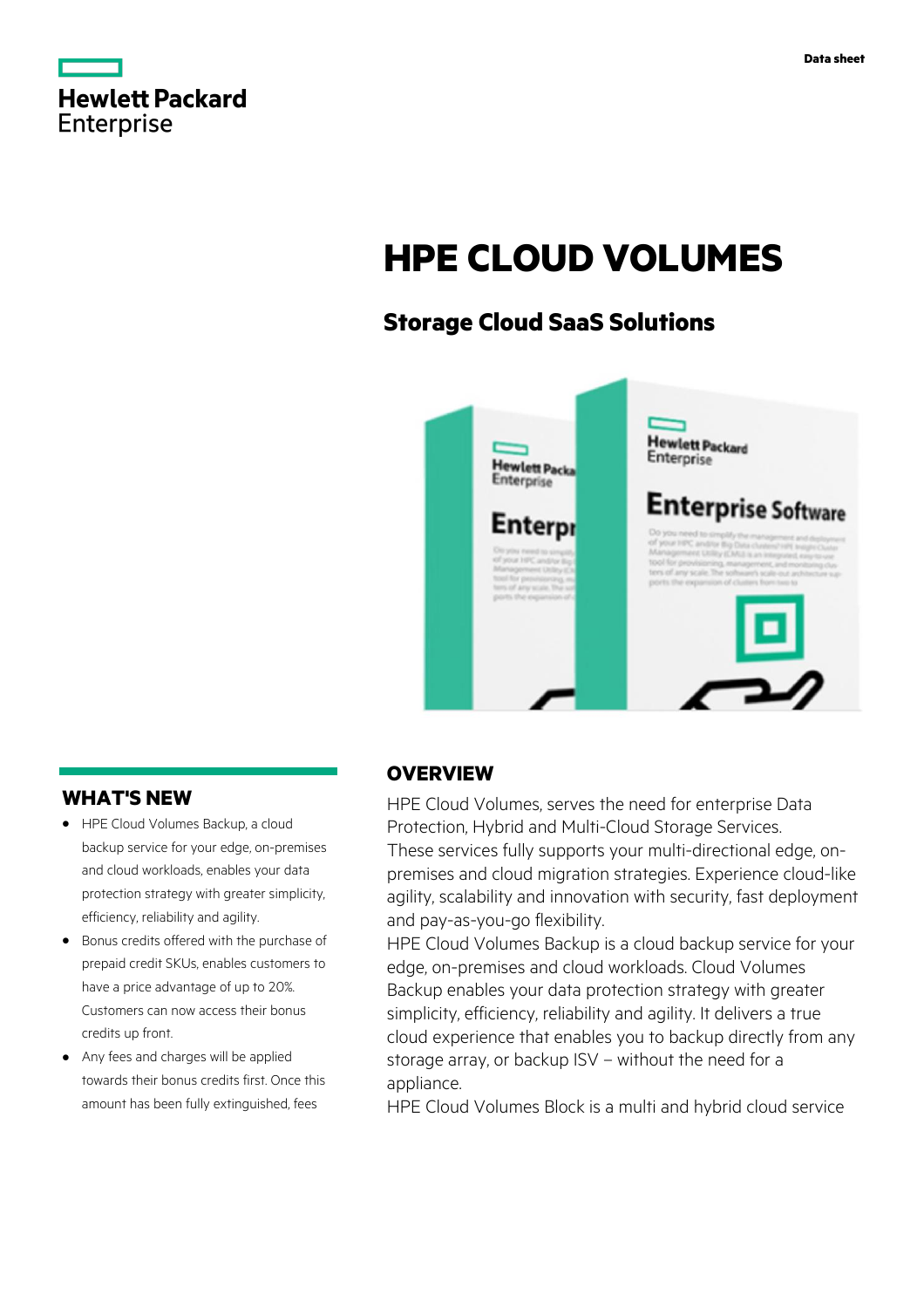Data sheet

# HPE CLOUD VOLUMES

## Storage Cloud SaaS Solutions

## OVERVIEW

HPE Cloud Volumes, serves the need for enterprise Data Protection, Hybrid and Multi-Cloud Storage Services.
These services fully supports your multi-directional edge, on-premises and cloud migration strategies. Experience cloud-like agility, scalability and innovation with security, fast deployment and pay-as-you-go flexibility.
HPE Cloud Volumes Backup is a cloud backup service for your edge, on-premises and cloud workloads. Cloud Volumes Backup enables your data protection strategy with greater simplicity, efficiency, reliability and agility. It delivers a true cloud experience that enables you to backup directly from any storage array, or backup ISV – without the need for a appliance.
HPE Cloud Volumes Block is a multi and hybrid cloud service

## WHAT'S NEW

- HPE Cloud Volumes Backup, a cloud backup service for your edge, on-premises and cloud workloads, enables your data protection strategy with greater simplicity, efficiency, reliability and agility.
- Bonus credits offered with the purchase of prepaid credit SKUs, enables customers to have a price advantage of up to 20%. Customers can now access their bonus credits up front.
- Any fees and charges will be applied towards their bonus credits first. Once this amount has been fully extinguished, fees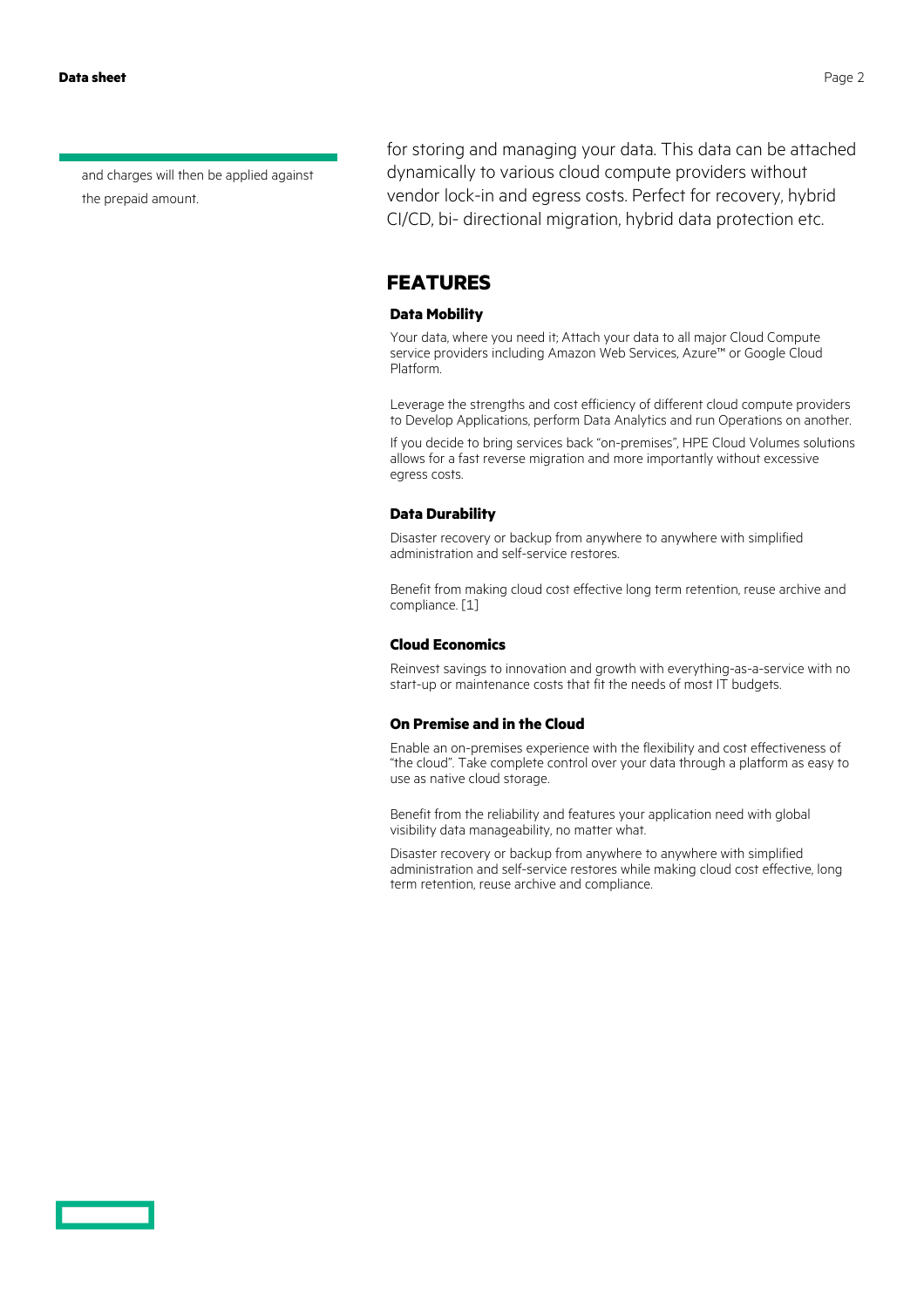and charges will then be applied against the prepaid amount.

for storing and managing your data. This data can be attached dynamically to various cloud compute providers without vendor lock-in and egress costs. Perfect for recovery, hybrid CI/CD, bi- directional migration, hybrid data protection etc.

## FEATURES

### Data Mobility

Your data, where you need it; Attach your data to all major Cloud Compute service providers including Amazon Web Services, Azure™ or Google Cloud Platform.

Leverage the strengths and cost efficiency of different cloud compute providers to Develop Applications, perform Data Analytics and run Operations on another.

If you decide to bring services back "on-premises", HPE Cloud Volumes solutions allows for a fast reverse migration and more importantly without excessive egress costs.

### Data Durability

Disaster recovery or backup from anywhere to anywhere with simplified administration and self-service restores.

Benefit from making cloud cost effective long term retention, reuse archive and compliance. [1]

### Cloud Economics

Reinvest savings to innovation and growth with everything-as-a-service with no start-up or maintenance costs that fit the needs of most IT budgets.

### On Premise and in the Cloud

Enable an on-premises experience with the flexibility and cost effectiveness of "the cloud". Take complete control over your data through a platform as easy to use as native cloud storage.

Benefit from the reliability and features your application need with global visibility data manageability, no matter what.

Disaster recovery or backup from anywhere to anywhere with simplified administration and self-service restores while making cloud cost effective, long term retention, reuse archive and compliance.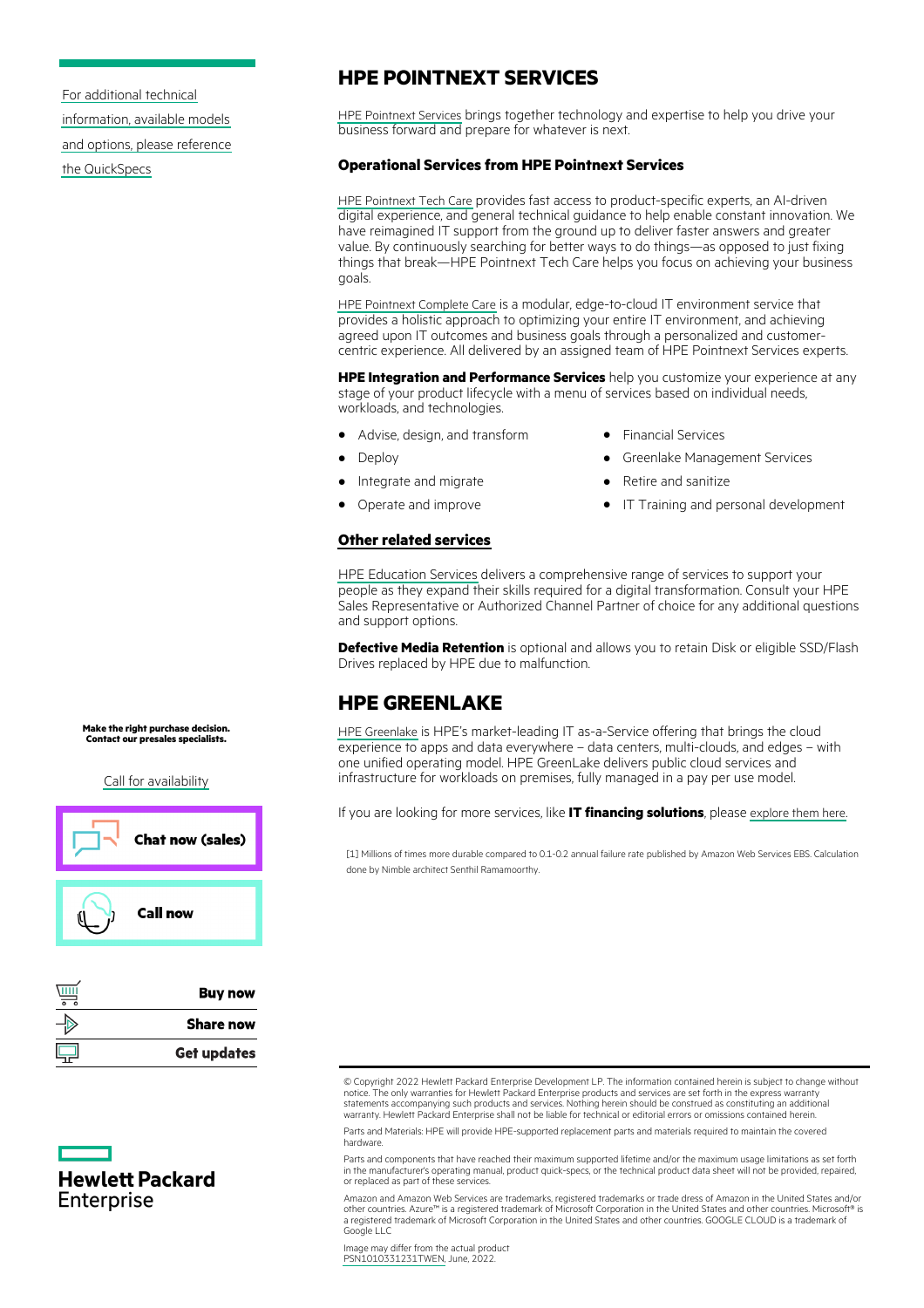For additional technical information, available models and options, please reference the QuickSpecs

## HPE POINTNEXT SERVICES

HPE Pointnext Services brings together technology and expertise to help you drive your business forward and prepare for whatever is next.

### Operational Services from HPE Pointnext Services

HPE Pointnext Tech Care provides fast access to product-specific experts, an AI-driven digital experience, and general technical guidance to help enable constant innovation. We have reimagined IT support from the ground up to deliver faster answers and greater value. By continuously searching for better ways to do things—as opposed to just fixing things that break—HPE Pointnext Tech Care helps you focus on achieving your business goals.

HPE Pointnext Complete Care is a modular, edge-to-cloud IT environment service that provides a holistic approach to optimizing your entire IT environment, and achieving agreed upon IT outcomes and business goals through a personalized and customer-centric experience. All delivered by an assigned team of HPE Pointnext Services experts.

**HPE Integration and Performance Services** help you customize your experience at any stage of your product lifecycle with a menu of services based on individual needs, workloads, and technologies.

- Advise, design, and transform
- Deploy
- Integrate and migrate
- Operate and improve
- Financial Services
- Greenlake Management Services
- Retire and sanitize
- IT Training and personal development

### Other related services

HPE Education Services delivers a comprehensive range of services to support your people as they expand their skills required for a digital transformation. Consult your HPE Sales Representative or Authorized Channel Partner of choice for any additional questions and support options.

**Defective Media Retention** is optional and allows you to retain Disk or eligible SSD/Flash Drives replaced by HPE due to malfunction.

## HPE GREENLAKE

HPE Greenlake is HPE's market-leading IT as-a-Service offering that brings the cloud experience to apps and data everywhere – data centers, multi-clouds, and edges – with one unified operating model. HPE GreenLake delivers public cloud services and infrastructure for workloads on premises, fully managed in a pay per use model.

If you are looking for more services, like **IT financing solutions**, please explore them here.

[1] Millions of times more durable compared to 0.1-0.2 annual failure rate published by Amazon Web Services EBS. Calculation done by Nimble architect Senthil Ramamoorthy.

**Make the right purchase decision. Contact our presales specialists.**

Call for availability

**Chat now (sales)**

**Call now**

**Buy now**

**Share now**

**Get updates**

**Hewlett Packard** Enterprise

© Copyright 2022 Hewlett Packard Enterprise Development LP. The information contained herein is subject to change without notice. The only warranties for Hewlett Packard Enterprise products and services are set forth in the express warranty statements accompanying such products and services. Nothing herein should be construed as constituting an additional warranty. Hewlett Packard Enterprise shall not be liable for technical or editorial errors or omissions contained herein.

Parts and Materials: HPE will provide HPE-supported replacement parts and materials required to maintain the covered hardware.

Parts and components that have reached their maximum supported lifetime and/or the maximum usage limitations as set forth in the manufacturer's operating manual, product quick-specs, or the technical product data sheet will not be provided, repaired, or replaced as part of these services.

Amazon and Amazon Web Services are trademarks, registered trademarks or trade dress of Amazon in the United States and/or other countries. Azure™ is a registered trademark of Microsoft Corporation in the United States and other countries. Microsoft® is a registered trademark of Microsoft Corporation in the United States and other countries. GOOGLE CLOUD is a trademark of Google LLC

Image may differ from the actual product
PSN1010331231TWEN, June, 2022.